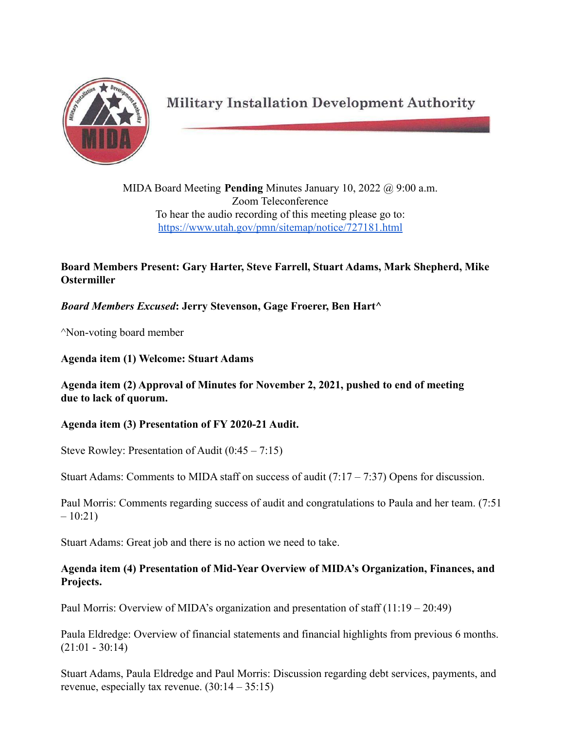# Military Installation Development Authority

MIDA Board Meeting **Pending** Minutes January 10, 2022 @ 9:00 a.m.
Zoom Teleconference
To hear the audio recording of this meeting please go to:
[https://www.utah.gov/pmn/sitemap/notice/727181.html](https://www.utah.gov/pmn/sitemap/notice/727181.html)

**Board Members Present: Gary Harter, Steve Farrell, Stuart Adams, Mark Shepherd, Mike Ostermiller**

***Board Members Excused*: Jerry Stevenson, Gage Froerer, Ben Hart^**

^Non-voting board member

**Agenda item (1) Welcome: Stuart Adams**

**Agenda item (2) Approval of Minutes for November 2, 2021, pushed to end of meeting due to lack of quorum.**

**Agenda item (3) Presentation of FY 2020-21 Audit.**

Steve Rowley: Presentation of Audit (0:45 – 7:15)

Stuart Adams: Comments to MIDA staff on success of audit (7:17 – 7:37) Opens for discussion.

Paul Morris: Comments regarding success of audit and congratulations to Paula and her team. (7:51 – 10:21)

Stuart Adams: Great job and there is no action we need to take.

**Agenda item (4) Presentation of Mid-Year Overview of MIDA's Organization, Finances, and Projects.**

Paul Morris: Overview of MIDA's organization and presentation of staff (11:19 – 20:49)

Paula Eldredge: Overview of financial statements and financial highlights from previous 6 months. (21:01 - 30:14)

Stuart Adams, Paula Eldredge and Paul Morris: Discussion regarding debt services, payments, and revenue, especially tax revenue. (30:14 – 35:15)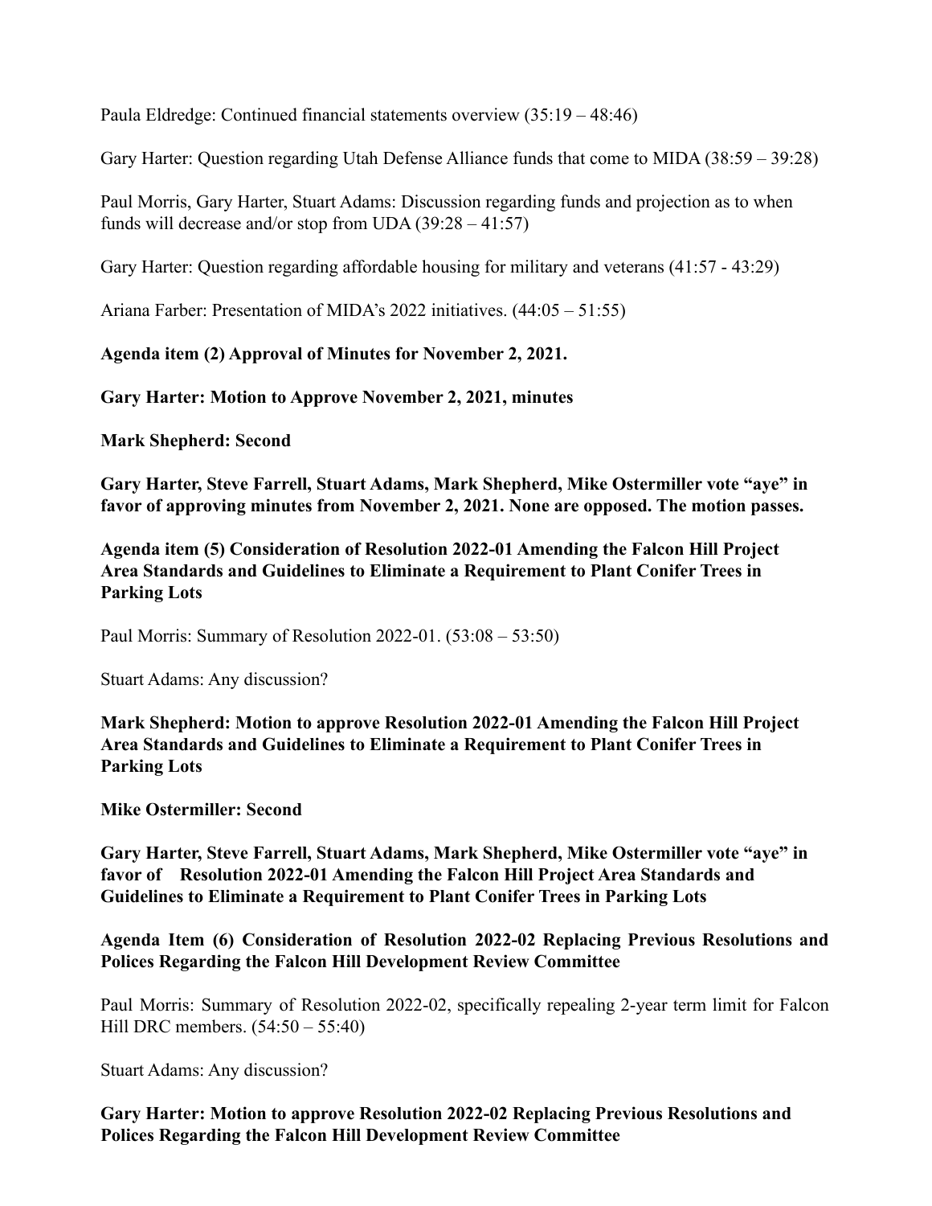Paula Eldredge: Continued financial statements overview (35:19 – 48:46)

Gary Harter: Question regarding Utah Defense Alliance funds that come to MIDA (38:59 – 39:28)

Paul Morris, Gary Harter, Stuart Adams: Discussion regarding funds and projection as to when funds will decrease and/or stop from UDA (39:28 – 41:57)

Gary Harter: Question regarding affordable housing for military and veterans (41:57 - 43:29)

Ariana Farber: Presentation of MIDA's 2022 initiatives. (44:05 – 51:55)

**Agenda item (2) Approval of Minutes for November 2, 2021.**

**Gary Harter: Motion to Approve November 2, 2021, minutes**

**Mark Shepherd: Second**

**Gary Harter, Steve Farrell, Stuart Adams, Mark Shepherd, Mike Ostermiller vote "aye" in favor of approving minutes from November 2, 2021. None are opposed. The motion passes.**

**Agenda item (5) Consideration of Resolution 2022-01 Amending the Falcon Hill Project Area Standards and Guidelines to Eliminate a Requirement to Plant Conifer Trees in Parking Lots**

Paul Morris: Summary of Resolution 2022-01. (53:08 – 53:50)

Stuart Adams: Any discussion?

**Mark Shepherd: Motion to approve Resolution 2022-01 Amending the Falcon Hill Project Area Standards and Guidelines to Eliminate a Requirement to Plant Conifer Trees in Parking Lots**

**Mike Ostermiller: Second**

**Gary Harter, Steve Farrell, Stuart Adams, Mark Shepherd, Mike Ostermiller vote "aye" in favor of Resolution 2022-01 Amending the Falcon Hill Project Area Standards and Guidelines to Eliminate a Requirement to Plant Conifer Trees in Parking Lots**

**Agenda Item (6) Consideration of Resolution 2022-02 Replacing Previous Resolutions and Polices Regarding the Falcon Hill Development Review Committee**

Paul Morris: Summary of Resolution 2022-02, specifically repealing 2-year term limit for Falcon Hill DRC members. (54:50 – 55:40)

Stuart Adams: Any discussion?

**Gary Harter: Motion to approve Resolution 2022-02 Replacing Previous Resolutions and Polices Regarding the Falcon Hill Development Review Committee**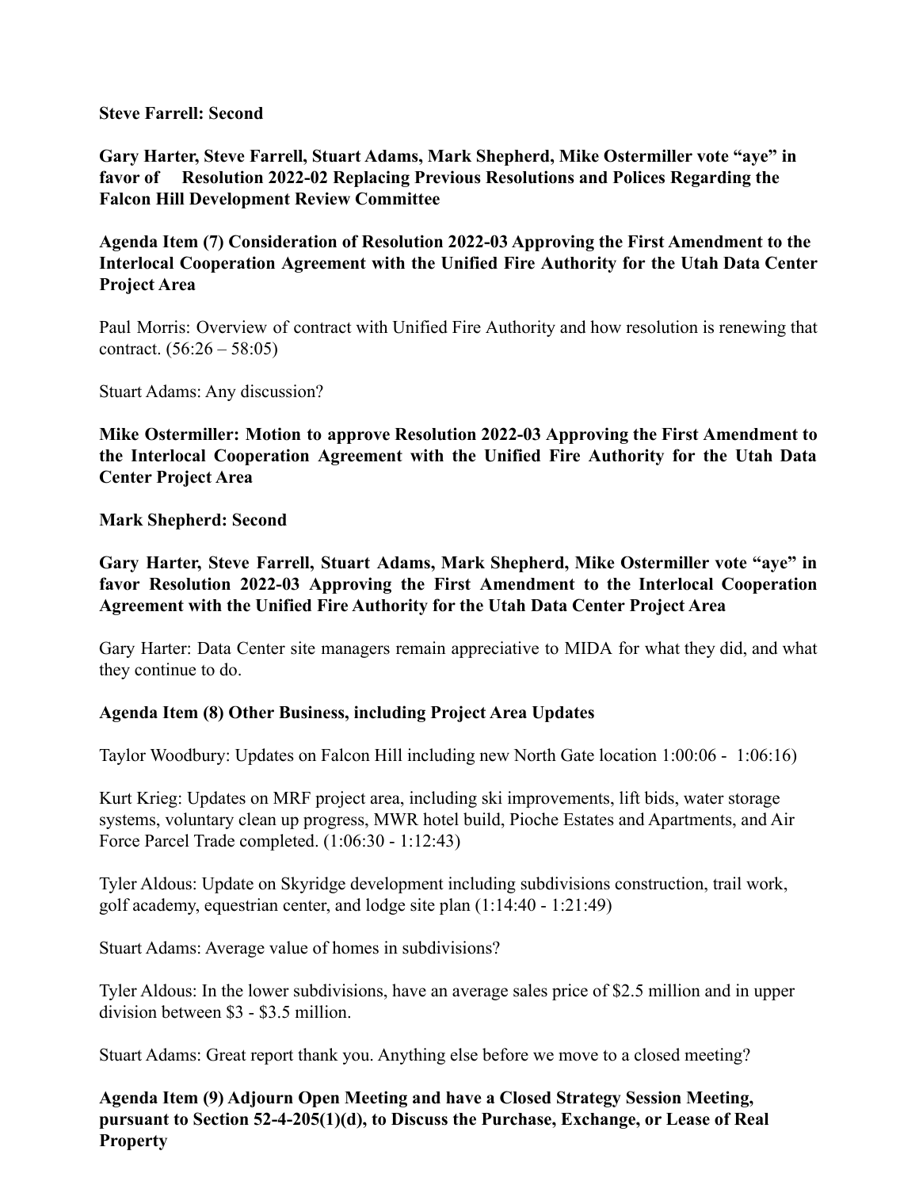**Steve Farrell: Second**

**Gary Harter, Steve Farrell, Stuart Adams, Mark Shepherd, Mike Ostermiller vote "aye" in favor of Resolution 2022-02 Replacing Previous Resolutions and Polices Regarding the Falcon Hill Development Review Committee**

**Agenda Item (7) Consideration of Resolution 2022-03 Approving the First Amendment to the Interlocal Cooperation Agreement with the Unified Fire Authority for the Utah Data Center Project Area**

Paul Morris: Overview of contract with Unified Fire Authority and how resolution is renewing that contract. (56:26 – 58:05)

Stuart Adams: Any discussion?

**Mike Ostermiller: Motion to approve Resolution 2022-03 Approving the First Amendment to the Interlocal Cooperation Agreement with the Unified Fire Authority for the Utah Data Center Project Area**

**Mark Shepherd: Second**

**Gary Harter, Steve Farrell, Stuart Adams, Mark Shepherd, Mike Ostermiller vote "aye" in favor Resolution 2022-03 Approving the First Amendment to the Interlocal Cooperation Agreement with the Unified Fire Authority for the Utah Data Center Project Area**

Gary Harter: Data Center site managers remain appreciative to MIDA for what they did, and what they continue to do.

**Agenda Item (8) Other Business, including Project Area Updates**

Taylor Woodbury: Updates on Falcon Hill including new North Gate location 1:00:06 - 1:06:16)

Kurt Krieg: Updates on MRF project area, including ski improvements, lift bids, water storage systems, voluntary clean up progress, MWR hotel build, Pioche Estates and Apartments, and Air Force Parcel Trade completed. (1:06:30 - 1:12:43)

Tyler Aldous: Update on Skyridge development including subdivisions construction, trail work, golf academy, equestrian center, and lodge site plan (1:14:40 - 1:21:49)

Stuart Adams: Average value of homes in subdivisions?

Tyler Aldous: In the lower subdivisions, have an average sales price of $2.5 million and in upper division between $3 - $3.5 million.

Stuart Adams: Great report thank you. Anything else before we move to a closed meeting?

**Agenda Item (9) Adjourn Open Meeting and have a Closed Strategy Session Meeting, pursuant to Section 52-4-205(1)(d), to Discuss the Purchase, Exchange, or Lease of Real Property**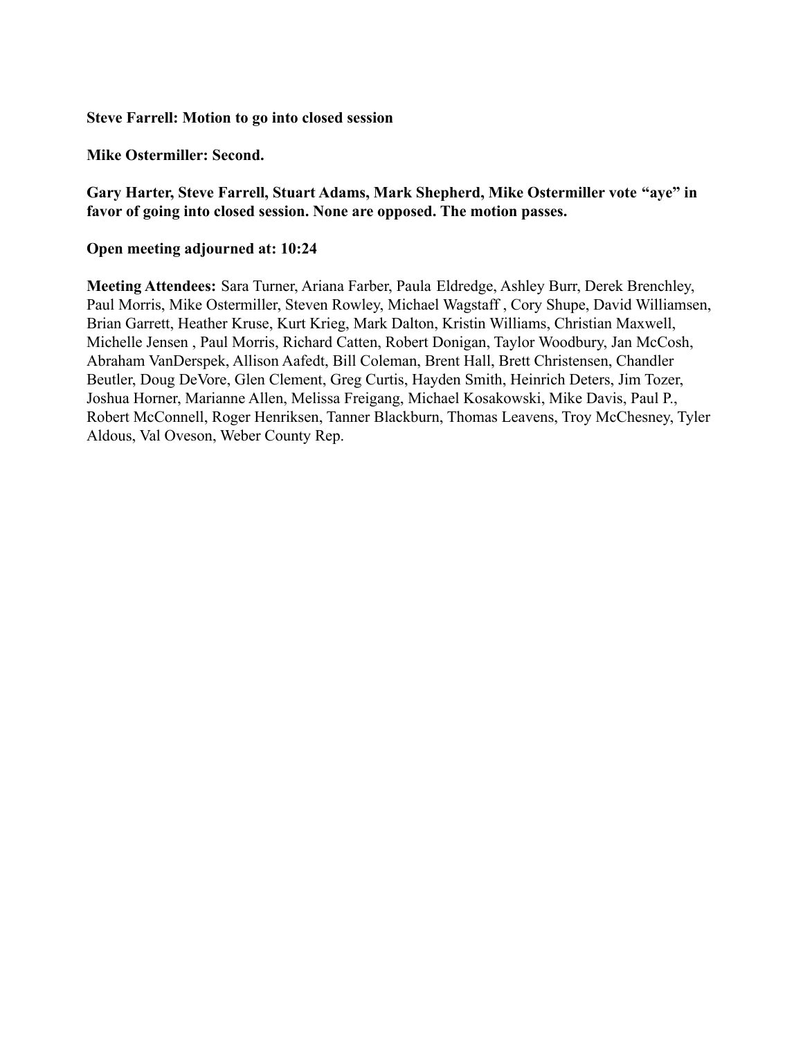**Steve Farrell: Motion to go into closed session**

**Mike Ostermiller: Second.**

**Gary Harter, Steve Farrell, Stuart Adams, Mark Shepherd, Mike Ostermiller vote "aye" in favor of going into closed session. None are opposed. The motion passes.**

**Open meeting adjourned at: 10:24**

**Meeting Attendees:** Sara Turner, Ariana Farber, Paula Eldredge, Ashley Burr, Derek Brenchley, Paul Morris, Mike Ostermiller, Steven Rowley, Michael Wagstaff , Cory Shupe, David Williamsen, Brian Garrett, Heather Kruse, Kurt Krieg, Mark Dalton, Kristin Williams, Christian Maxwell, Michelle Jensen , Paul Morris, Richard Catten, Robert Donigan, Taylor Woodbury, Jan McCosh, Abraham VanDerspek, Allison Aafedt, Bill Coleman, Brent Hall, Brett Christensen, Chandler Beutler, Doug DeVore, Glen Clement, Greg Curtis, Hayden Smith, Heinrich Deters, Jim Tozer, Joshua Horner, Marianne Allen, Melissa Freigang, Michael Kosakowski, Mike Davis, Paul P., Robert McConnell, Roger Henriksen, Tanner Blackburn, Thomas Leavens, Troy McChesney, Tyler Aldous, Val Oveson, Weber County Rep.